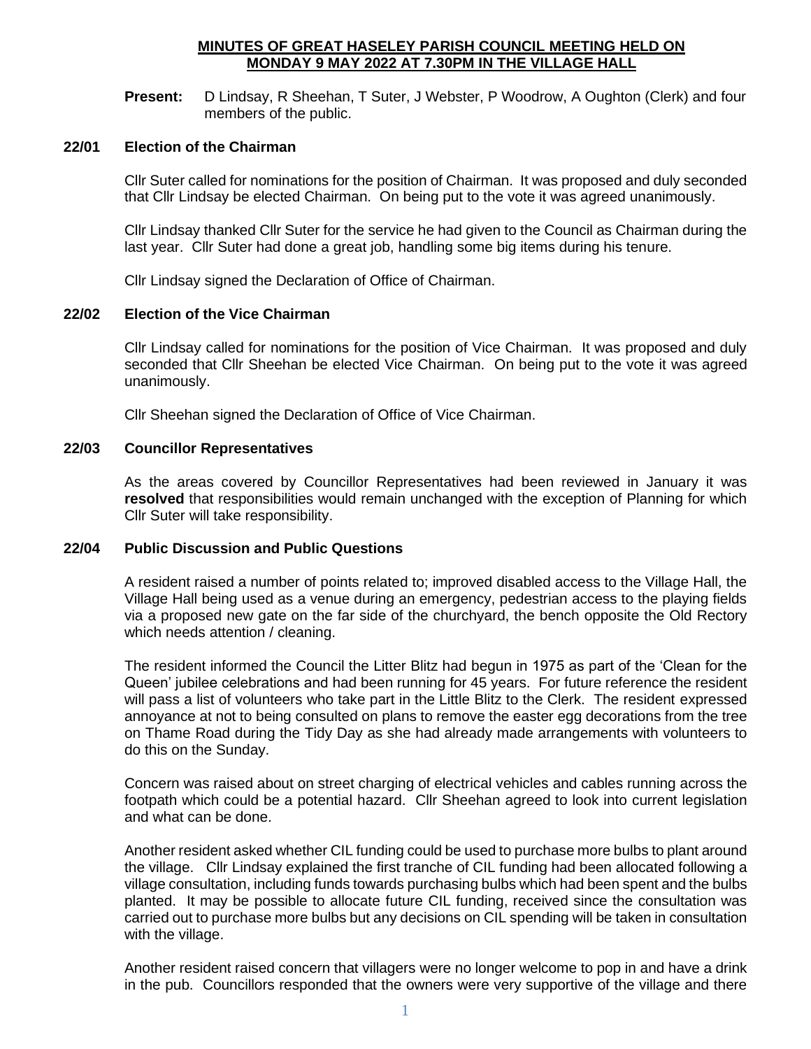# MINUTES OF GREAT HASELEY PARISH COUNCIL MEETING HELD ON MONDAY 9 MAY 2022 AT 7.30PM IN THE VILLAGE HALL

**Present:** D Lindsay, R Sheehan, T Suter, J Webster, P Woodrow, A Oughton (Clerk) and four members of the public.

## 22/01 Election of the Chairman

Cllr Suter called for nominations for the position of Chairman. It was proposed and duly seconded that Cllr Lindsay be elected Chairman. On being put to the vote it was agreed unanimously.

Cllr Lindsay thanked Cllr Suter for the service he had given to the Council as Chairman during the last year. Cllr Suter had done a great job, handling some big items during his tenure.

Cllr Lindsay signed the Declaration of Office of Chairman.

## 22/02 Election of the Vice Chairman

Cllr Lindsay called for nominations for the position of Vice Chairman. It was proposed and duly seconded that Cllr Sheehan be elected Vice Chairman. On being put to the vote it was agreed unanimously.

Cllr Sheehan signed the Declaration of Office of Vice Chairman.

## 22/03 Councillor Representatives

As the areas covered by Councillor Representatives had been reviewed in January it was **resolved** that responsibilities would remain unchanged with the exception of Planning for which Cllr Suter will take responsibility.

## 22/04 Public Discussion and Public Questions

A resident raised a number of points related to; improved disabled access to the Village Hall, the Village Hall being used as a venue during an emergency, pedestrian access to the playing fields via a proposed new gate on the far side of the churchyard, the bench opposite the Old Rectory which needs attention / cleaning.

The resident informed the Council the Litter Blitz had begun in 1975 as part of the 'Clean for the Queen' jubilee celebrations and had been running for 45 years. For future reference the resident will pass a list of volunteers who take part in the Little Blitz to the Clerk. The resident expressed annoyance at not to being consulted on plans to remove the easter egg decorations from the tree on Thame Road during the Tidy Day as she had already made arrangements with volunteers to do this on the Sunday.

Concern was raised about on street charging of electrical vehicles and cables running across the footpath which could be a potential hazard. Cllr Sheehan agreed to look into current legislation and what can be done.

Another resident asked whether CIL funding could be used to purchase more bulbs to plant around the village. Cllr Lindsay explained the first tranche of CIL funding had been allocated following a village consultation, including funds towards purchasing bulbs which had been spent and the bulbs planted. It may be possible to allocate future CIL funding, received since the consultation was carried out to purchase more bulbs but any decisions on CIL spending will be taken in consultation with the village.

Another resident raised concern that villagers were no longer welcome to pop in and have a drink in the pub. Councillors responded that the owners were very supportive of the village and there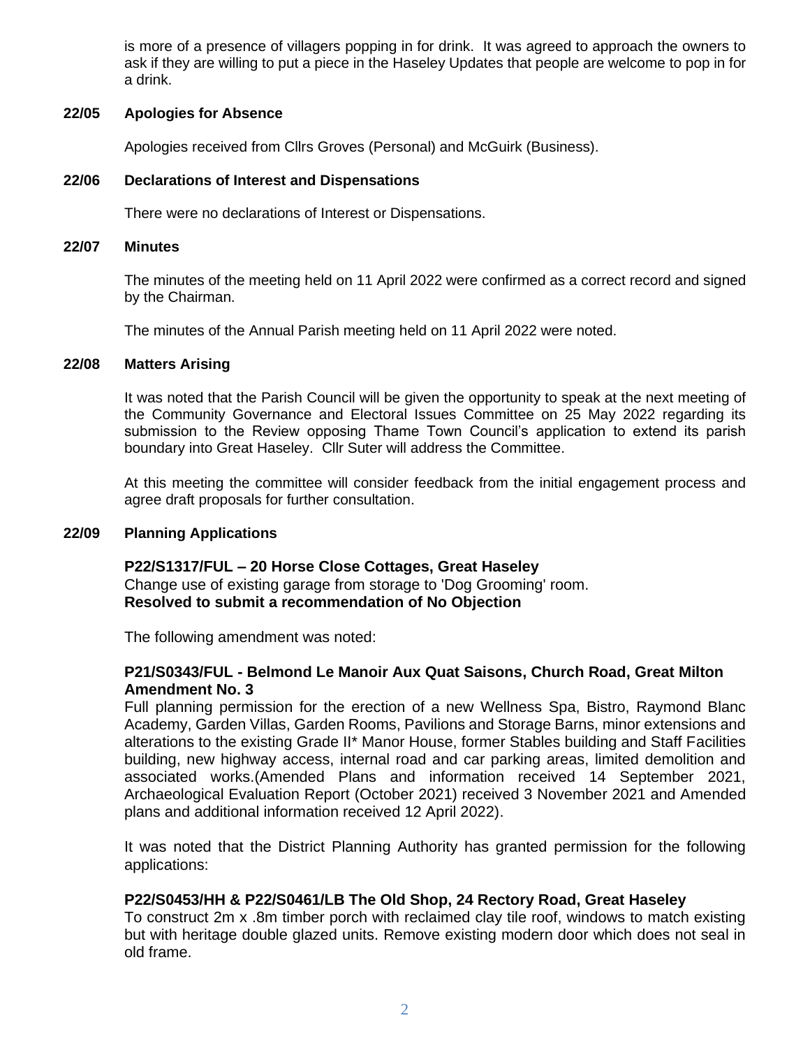is more of a presence of villagers popping in for drink. It was agreed to approach the owners to ask if they are willing to put a piece in the Haseley Updates that people are welcome to pop in for a drink.

**22/05 Apologies for Absence**

Apologies received from Cllrs Groves (Personal) and McGuirk (Business).

**22/06 Declarations of Interest and Dispensations**

There were no declarations of Interest or Dispensations.

**22/07 Minutes**

The minutes of the meeting held on 11 April 2022 were confirmed as a correct record and signed by the Chairman.

The minutes of the Annual Parish meeting held on 11 April 2022 were noted.

**22/08 Matters Arising**

It was noted that the Parish Council will be given the opportunity to speak at the next meeting of the Community Governance and Electoral Issues Committee on 25 May 2022 regarding its submission to the Review opposing Thame Town Council's application to extend its parish boundary into Great Haseley. Cllr Suter will address the Committee.

At this meeting the committee will consider feedback from the initial engagement process and agree draft proposals for further consultation.

**22/09 Planning Applications**

**P22/S1317/FUL – 20 Horse Close Cottages, Great Haseley**
Change use of existing garage from storage to 'Dog Grooming' room.
**Resolved to submit a recommendation of No Objection**

The following amendment was noted:

**P21/S0343/FUL - Belmond Le Manoir Aux Quat Saisons, Church Road, Great Milton Amendment No. 3**
Full planning permission for the erection of a new Wellness Spa, Bistro, Raymond Blanc Academy, Garden Villas, Garden Rooms, Pavilions and Storage Barns, minor extensions and alterations to the existing Grade II* Manor House, former Stables building and Staff Facilities building, new highway access, internal road and car parking areas, limited demolition and associated works.(Amended Plans and information received 14 September 2021, Archaeological Evaluation Report (October 2021) received 3 November 2021 and Amended plans and additional information received 12 April 2022).

It was noted that the District Planning Authority has granted permission for the following applications:

**P22/S0453/HH & P22/S0461/LB The Old Shop, 24 Rectory Road, Great Haseley**
To construct 2m x .8m timber porch with reclaimed clay tile roof, windows to match existing but with heritage double glazed units. Remove existing modern door which does not seal in old frame.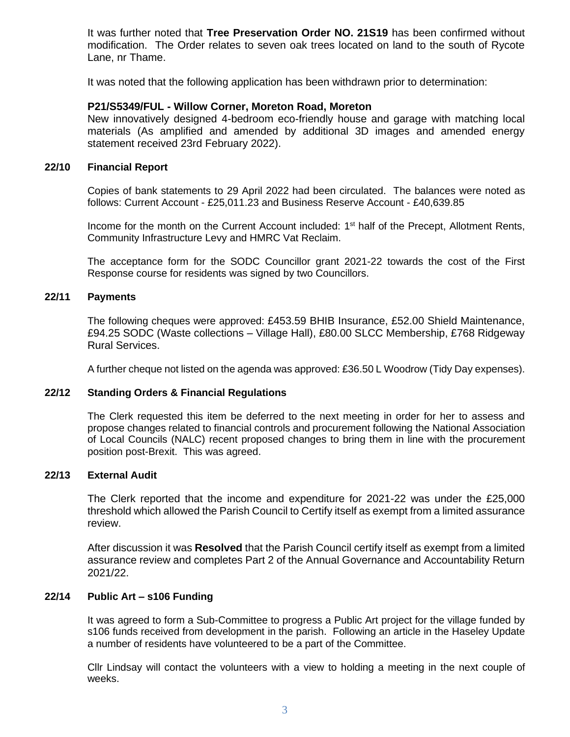It was further noted that **Tree Preservation Order NO. 21S19** has been confirmed without modification. The Order relates to seven oak trees located on land to the south of Rycote Lane, nr Thame.

It was noted that the following application has been withdrawn prior to determination:

**P21/S5349/FUL - Willow Corner, Moreton Road, Moreton**
New innovatively designed 4-bedroom eco-friendly house and garage with matching local materials (As amplified and amended by additional 3D images and amended energy statement received 23rd February 2022).

### 22/10 Financial Report

Copies of bank statements to 29 April 2022 had been circulated. The balances were noted as follows: Current Account - £25,011.23 and Business Reserve Account - £40,639.85

Income for the month on the Current Account included: 1st half of the Precept, Allotment Rents, Community Infrastructure Levy and HMRC Vat Reclaim.

The acceptance form for the SODC Councillor grant 2021-22 towards the cost of the First Response course for residents was signed by two Councillors.

### 22/11 Payments

The following cheques were approved: £453.59 BHIB Insurance, £52.00 Shield Maintenance, £94.25 SODC (Waste collections – Village Hall), £80.00 SLCC Membership, £768 Ridgeway Rural Services.

A further cheque not listed on the agenda was approved: £36.50 L Woodrow (Tidy Day expenses).

### 22/12 Standing Orders & Financial Regulations

The Clerk requested this item be deferred to the next meeting in order for her to assess and propose changes related to financial controls and procurement following the National Association of Local Councils (NALC) recent proposed changes to bring them in line with the procurement position post-Brexit. This was agreed.

### 22/13 External Audit

The Clerk reported that the income and expenditure for 2021-22 was under the £25,000 threshold which allowed the Parish Council to Certify itself as exempt from a limited assurance review.

After discussion it was **Resolved** that the Parish Council certify itself as exempt from a limited assurance review and completes Part 2 of the Annual Governance and Accountability Return 2021/22.

### 22/14 Public Art – s106 Funding

It was agreed to form a Sub-Committee to progress a Public Art project for the village funded by s106 funds received from development in the parish. Following an article in the Haseley Update a number of residents have volunteered to be a part of the Committee.

Cllr Lindsay will contact the volunteers with a view to holding a meeting in the next couple of weeks.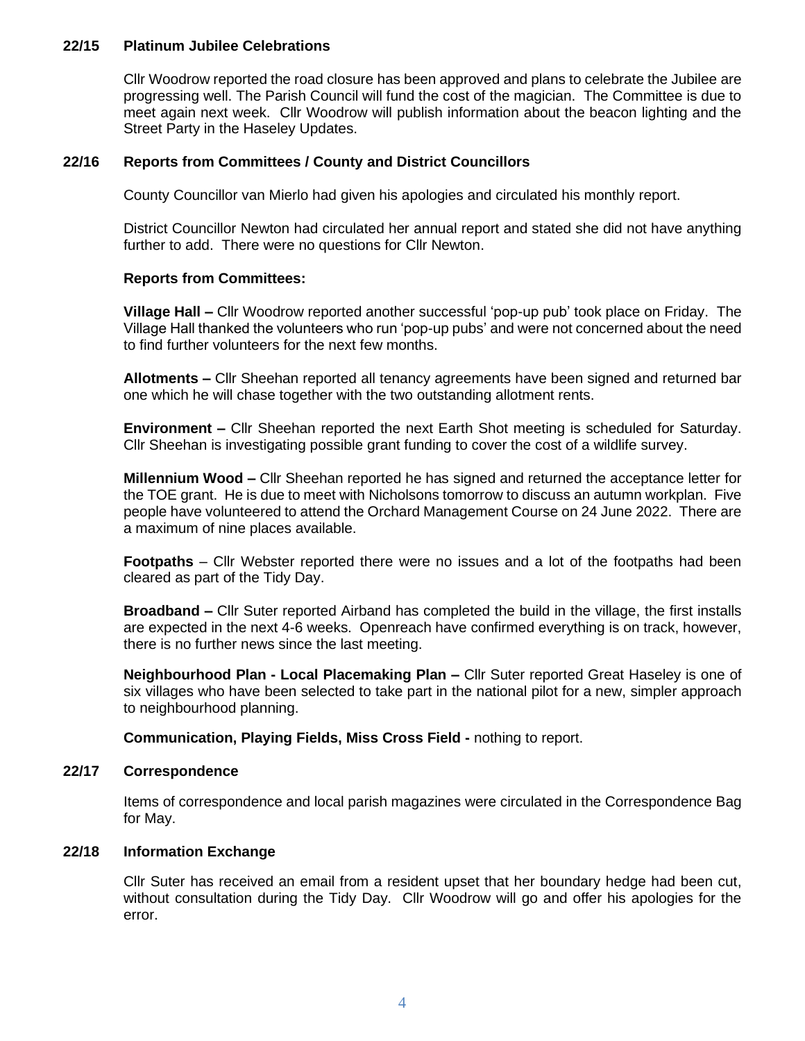## 22/15 Platinum Jubilee Celebrations

Cllr Woodrow reported the road closure has been approved and plans to celebrate the Jubilee are progressing well. The Parish Council will fund the cost of the magician. The Committee is due to meet again next week. Cllr Woodrow will publish information about the beacon lighting and the Street Party in the Haseley Updates.

## 22/16 Reports from Committees / County and District Councillors

County Councillor van Mierlo had given his apologies and circulated his monthly report.

District Councillor Newton had circulated her annual report and stated she did not have anything further to add. There were no questions for Cllr Newton.

**Reports from Committees:**

**Village Hall –** Cllr Woodrow reported another successful 'pop-up pub' took place on Friday. The Village Hall thanked the volunteers who run 'pop-up pubs' and were not concerned about the need to find further volunteers for the next few months.

**Allotments –** Cllr Sheehan reported all tenancy agreements have been signed and returned bar one which he will chase together with the two outstanding allotment rents.

**Environment –** Cllr Sheehan reported the next Earth Shot meeting is scheduled for Saturday. Cllr Sheehan is investigating possible grant funding to cover the cost of a wildlife survey.

**Millennium Wood –** Cllr Sheehan reported he has signed and returned the acceptance letter for the TOE grant. He is due to meet with Nicholsons tomorrow to discuss an autumn workplan. Five people have volunteered to attend the Orchard Management Course on 24 June 2022. There are a maximum of nine places available.

**Footpaths** – Cllr Webster reported there were no issues and a lot of the footpaths had been cleared as part of the Tidy Day.

**Broadband –** Cllr Suter reported Airband has completed the build in the village, the first installs are expected in the next 4-6 weeks. Openreach have confirmed everything is on track, however, there is no further news since the last meeting.

**Neighbourhood Plan - Local Placemaking Plan –** Cllr Suter reported Great Haseley is one of six villages who have been selected to take part in the national pilot for a new, simpler approach to neighbourhood planning.

**Communication, Playing Fields, Miss Cross Field -** nothing to report.

## 22/17 Correspondence

Items of correspondence and local parish magazines were circulated in the Correspondence Bag for May.

## 22/18 Information Exchange

Cllr Suter has received an email from a resident upset that her boundary hedge had been cut, without consultation during the Tidy Day. Cllr Woodrow will go and offer his apologies for the error.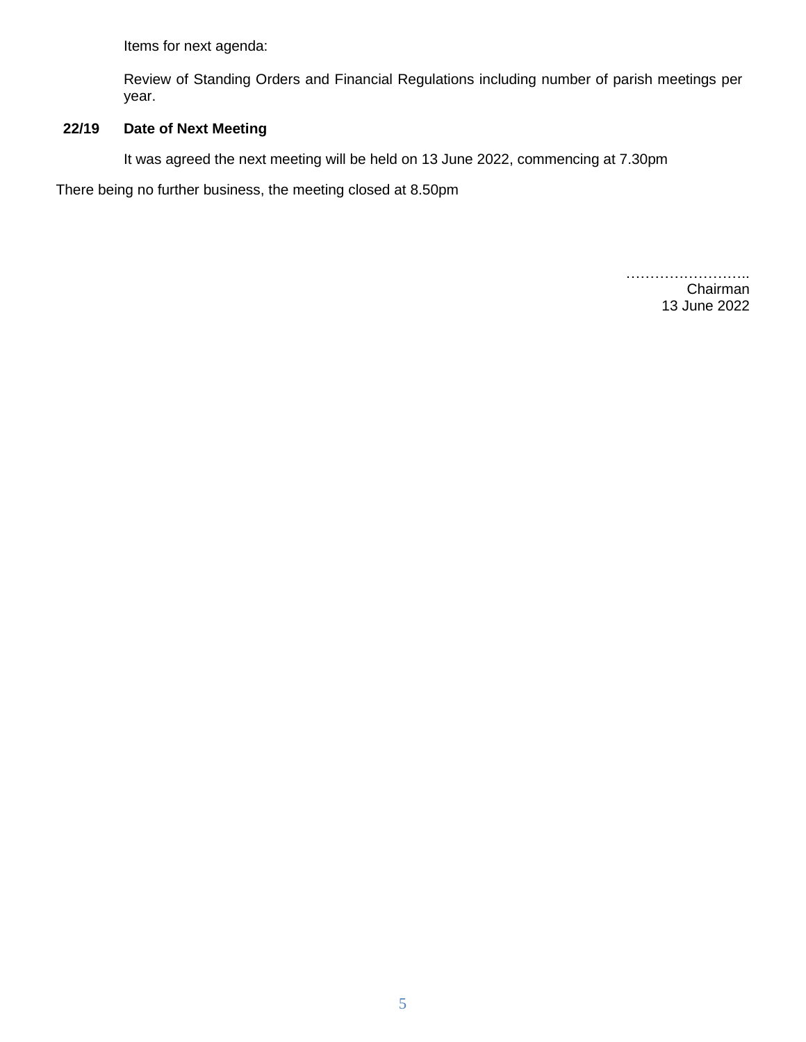Items for next agenda:

Review of Standing Orders and Financial Regulations including number of parish meetings per year.

**22/19 Date of Next Meeting**

It was agreed the next meeting will be held on 13 June 2022, commencing at 7.30pm

There being no further business, the meeting closed at 8.50pm

……………………..
Chairman
13 June 2022